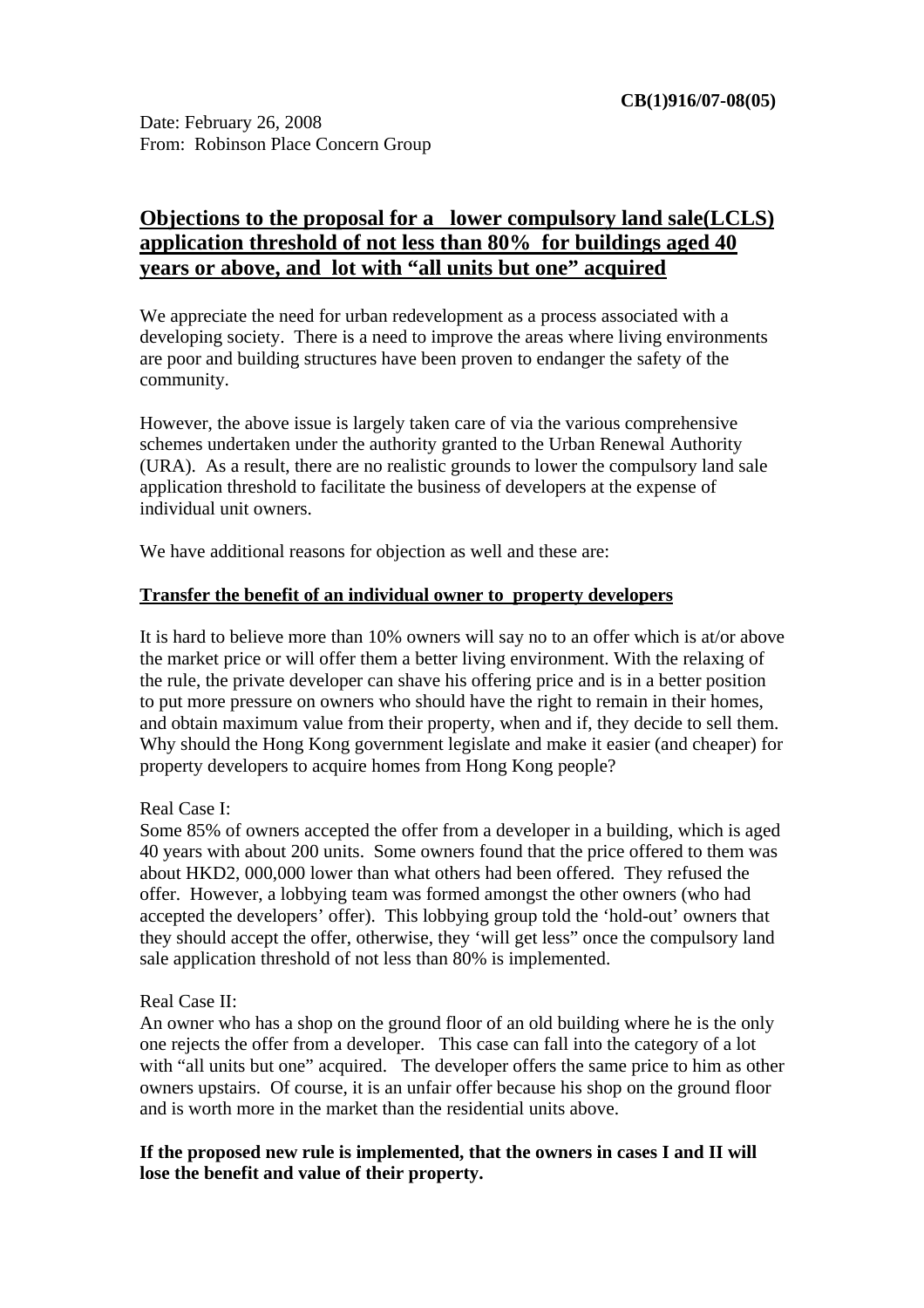**CB(1)916/07-08(05)**

Date: February 26, 2008
From: Robinson Place Concern Group

## Objections to the proposal for a lower compulsory land sale(LCLS) application threshold of not less than 80% for buildings aged 40 years or above, and lot with "all units but one" acquired

We appreciate the need for urban redevelopment as a process associated with a developing society. There is a need to improve the areas where living environments are poor and building structures have been proven to endanger the safety of the community.

However, the above issue is largely taken care of via the various comprehensive schemes undertaken under the authority granted to the Urban Renewal Authority (URA). As a result, there are no realistic grounds to lower the compulsory land sale application threshold to facilitate the business of developers at the expense of individual unit owners.

We have additional reasons for objection as well and these are:

**Transfer the benefit of an individual owner to property developers**

It is hard to believe more than 10% owners will say no to an offer which is at/or above the market price or will offer them a better living environment. With the relaxing of the rule, the private developer can shave his offering price and is in a better position to put more pressure on owners who should have the right to remain in their homes, and obtain maximum value from their property, when and if, they decide to sell them. Why should the Hong Kong government legislate and make it easier (and cheaper) for property developers to acquire homes from Hong Kong people?

Real Case I:
Some 85% of owners accepted the offer from a developer in a building, which is aged 40 years with about 200 units. Some owners found that the price offered to them was about HKD2, 000,000 lower than what others had been offered. They refused the offer. However, a lobbying team was formed amongst the other owners (who had accepted the developers' offer). This lobbying group told the 'hold-out' owners that they should accept the offer, otherwise, they 'will get less" once the compulsory land sale application threshold of not less than 80% is implemented.

Real Case II:
An owner who has a shop on the ground floor of an old building where he is the only one rejects the offer from a developer. This case can fall into the category of a lot with "all units but one" acquired. The developer offers the same price to him as other owners upstairs. Of course, it is an unfair offer because his shop on the ground floor and is worth more in the market than the residential units above.

**If the proposed new rule is implemented, that the owners in cases I and II will lose the benefit and value of their property.**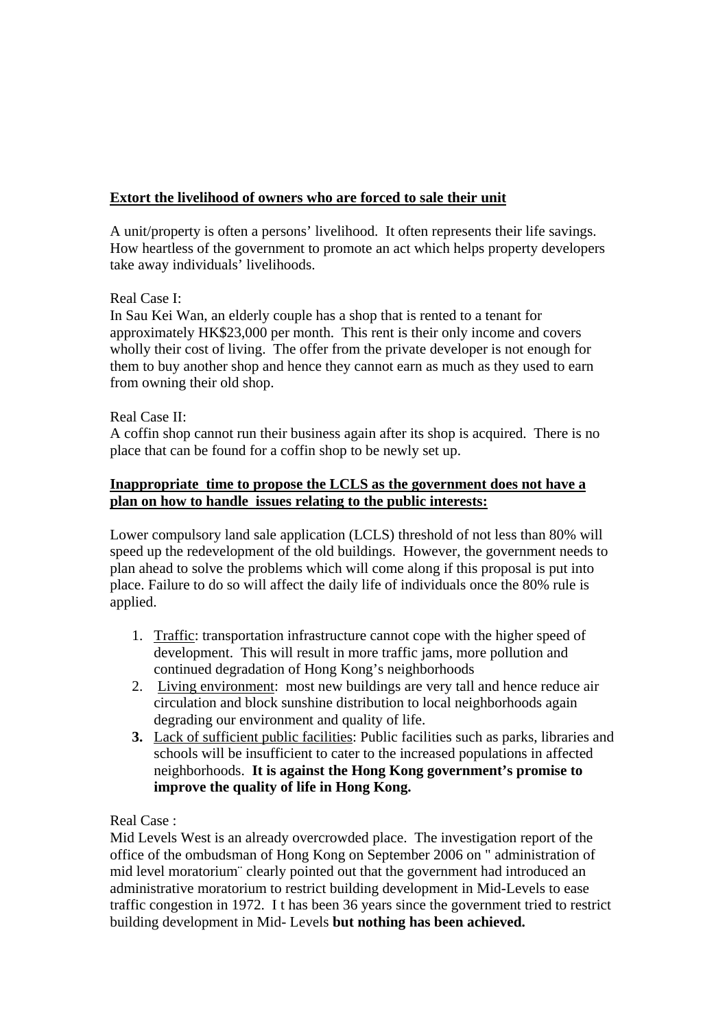**<u>Extort the livelihood of owners who are forced to sale their unit</u>**

A unit/property is often a persons' livelihood. It often represents their life savings. How heartless of the government to promote an act which helps property developers take away individuals' livelihoods.

Real Case I:
In Sau Kei Wan, an elderly couple has a shop that is rented to a tenant for approximately HK$23,000 per month. This rent is their only income and covers wholly their cost of living. The offer from the private developer is not enough for them to buy another shop and hence they cannot earn as much as they used to earn from owning their old shop.

Real Case II:
A coffin shop cannot run their business again after its shop is acquired. There is no place that can be found for a coffin shop to be newly set up.

**<u>Inappropriate time to propose the LCLS as the government does not have a plan on how to handle issues relating to the public interests:</u>**

Lower compulsory land sale application (LCLS) threshold of not less than 80% will speed up the redevelopment of the old buildings. However, the government needs to plan ahead to solve the problems which will come along if this proposal is put into place. Failure to do so will affect the daily life of individuals once the 80% rule is applied.

1. <u>Traffic</u>: transportation infrastructure cannot cope with the higher speed of development. This will result in more traffic jams, more pollution and continued degradation of Hong Kong's neighborhoods
2. <u>Living environment</u>: most new buildings are very tall and hence reduce air circulation and block sunshine distribution to local neighborhoods again degrading our environment and quality of life.
3. <u>Lack of sufficient public facilities</u>: Public facilities such as parks, libraries and schools will be insufficient to cater to the increased populations in affected neighborhoods. **It is against the Hong Kong government's promise to improve the quality of life in Hong Kong.**

Real Case :
Mid Levels West is an already overcrowded place. The investigation report of the office of the ombudsman of Hong Kong on September 2006 on " administration of mid level moratorium¨ clearly pointed out that the government had introduced an administrative moratorium to restrict building development in Mid-Levels to ease traffic congestion in 1972. I t has been 36 years since the government tried to restrict building development in Mid- Levels **but nothing has been achieved.**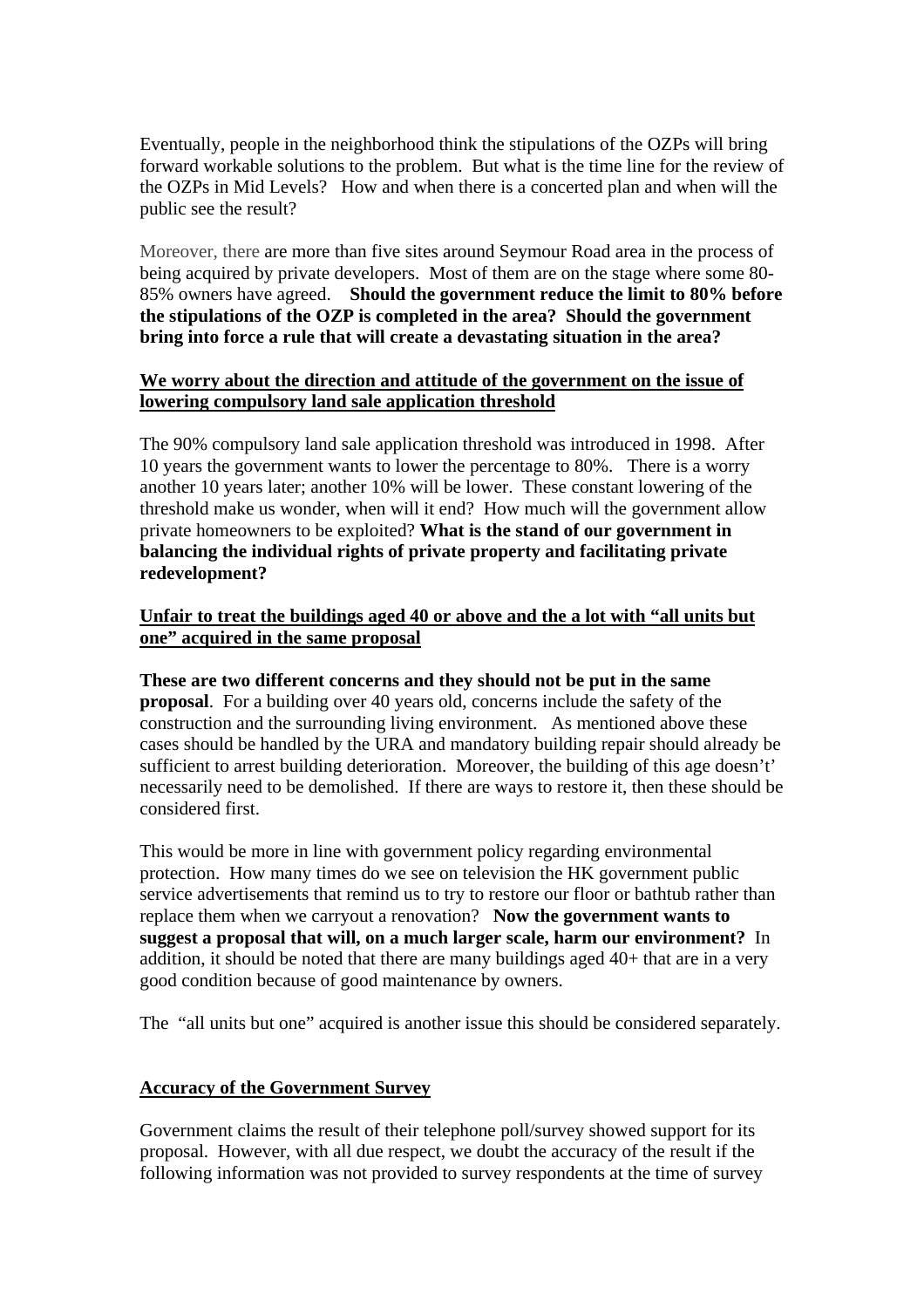Eventually, people in the neighborhood think the stipulations of the OZPs will bring forward workable solutions to the problem. But what is the time line for the review of the OZPs in Mid Levels? How and when there is a concerted plan and when will the public see the result?

Moreover, there are more than five sites around Seymour Road area in the process of being acquired by private developers. Most of them are on the stage where some 80-85% owners have agreed. **Should the government reduce the limit to 80% before the stipulations of the OZP is completed in the area? Should the government bring into force a rule that will create a devastating situation in the area?**

**<u>We worry about the direction and attitude of the government on the issue of lowering compulsory land sale application threshold</u>**

The 90% compulsory land sale application threshold was introduced in 1998. After 10 years the government wants to lower the percentage to 80%. There is a worry another 10 years later; another 10% will be lower. These constant lowering of the threshold make us wonder, when will it end? How much will the government allow private homeowners to be exploited? **What is the stand of our government in balancing the individual rights of private property and facilitating private redevelopment?**

**<u>Unfair to treat the buildings aged 40 or above and the a lot with "all units but one" acquired in the same proposal</u>**

**These are two different concerns and they should not be put in the same proposal**. For a building over 40 years old, concerns include the safety of the construction and the surrounding living environment. As mentioned above these cases should be handled by the URA and mandatory building repair should already be sufficient to arrest building deterioration. Moreover, the building of this age doesn't' necessarily need to be demolished. If there are ways to restore it, then these should be considered first.

This would be more in line with government policy regarding environmental protection. How many times do we see on television the HK government public service advertisements that remind us to try to restore our floor or bathtub rather than replace them when we carryout a renovation? **Now the government wants to suggest a proposal that will, on a much larger scale, harm our environment?** In addition, it should be noted that there are many buildings aged 40+ that are in a very good condition because of good maintenance by owners.

The "all units but one" acquired is another issue this should be considered separately.

**<u>Accuracy of the Government Survey</u>**

Government claims the result of their telephone poll/survey showed support for its proposal. However, with all due respect, we doubt the accuracy of the result if the following information was not provided to survey respondents at the time of survey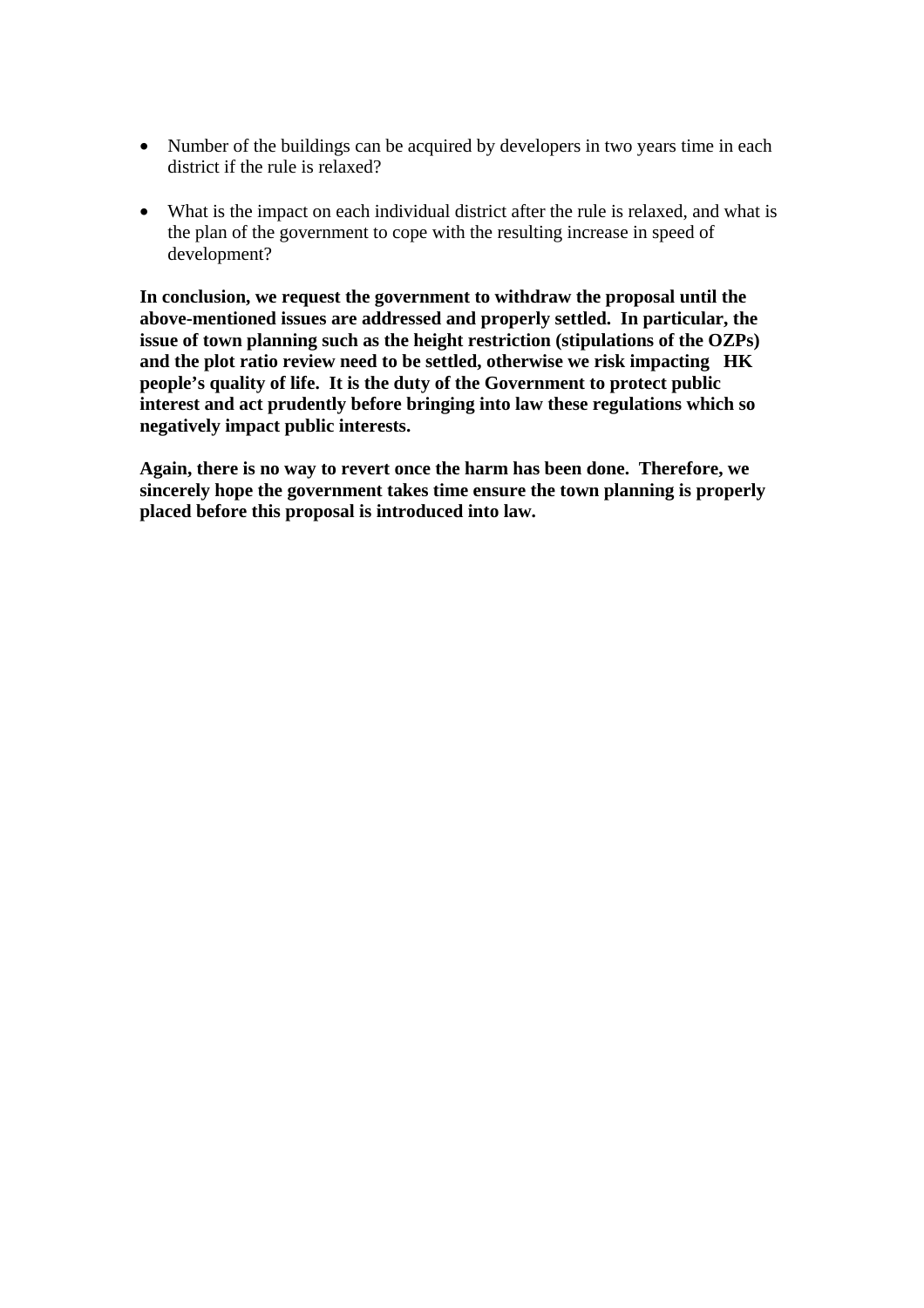- Number of the buildings can be acquired by developers in two years time in each district if the rule is relaxed?

- What is the impact on each individual district after the rule is relaxed, and what is the plan of the government to cope with the resulting increase in speed of development?

**In conclusion, we request the government to withdraw the proposal until the above-mentioned issues are addressed and properly settled. In particular, the issue of town planning such as the height restriction (stipulations of the OZPs) and the plot ratio review need to be settled, otherwise we risk impacting HK people's quality of life. It is the duty of the Government to protect public interest and act prudently before bringing into law these regulations which so negatively impact public interests.**

**Again, there is no way to revert once the harm has been done. Therefore, we sincerely hope the government takes time ensure the town planning is properly placed before this proposal is introduced into law.**